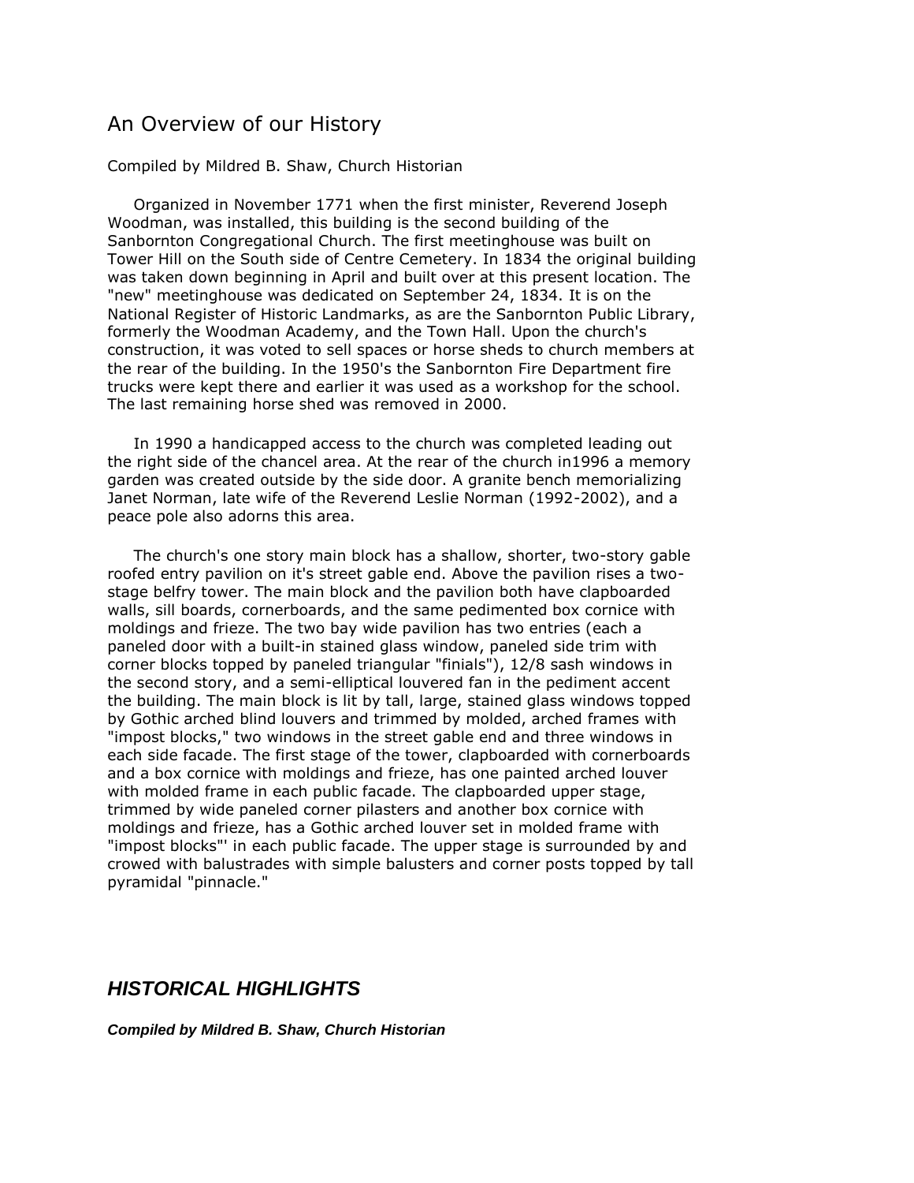## An Overview of our History

Compiled by Mildred B. Shaw, Church Historian

Organized in November 1771 when the first minister, Reverend Joseph Woodman, was installed, this building is the second building of the Sanbornton Congregational Church. The first meetinghouse was built on Tower Hill on the South side of Centre Cemetery. In 1834 the original building was taken down beginning in April and built over at this present location. The "new" meetinghouse was dedicated on September 24, 1834. It is on the National Register of Historic Landmarks, as are the Sanbornton Public Library, formerly the Woodman Academy, and the Town Hall. Upon the church's construction, it was voted to sell spaces or horse sheds to church members at the rear of the building. In the 1950's the Sanbornton Fire Department fire trucks were kept there and earlier it was used as a workshop for the school. The last remaining horse shed was removed in 2000.

In 1990 a handicapped access to the church was completed leading out the right side of the chancel area. At the rear of the church in1996 a memory garden was created outside by the side door. A granite bench memorializing Janet Norman, late wife of the Reverend Leslie Norman (1992-2002), and a peace pole also adorns this area.

The church's one story main block has a shallow, shorter, two-story gable roofed entry pavilion on it's street gable end. Above the pavilion rises a two-stage belfry tower. The main block and the pavilion both have clapboarded walls, sill boards, cornerboards, and the same pedimented box cornice with moldings and frieze. The two bay wide pavilion has two entries (each a paneled door with a built-in stained glass window, paneled side trim with corner blocks topped by paneled triangular "finials"), 12/8 sash windows in the second story, and a semi-elliptical louvered fan in the pediment accent the building. The main block is lit by tall, large, stained glass windows topped by Gothic arched blind louvers and trimmed by molded, arched frames with "impost blocks," two windows in the street gable end and three windows in each side facade. The first stage of the tower, clapboarded with cornerboards and a box cornice with moldings and frieze, has one painted arched louver with molded frame in each public facade. The clapboarded upper stage, trimmed by wide paneled corner pilasters and another box cornice with moldings and frieze, has a Gothic arched louver set in molded frame with "impost blocks"' in each public facade. The upper stage is surrounded by and crowed with balustrades with simple balusters and corner posts topped by tall pyramidal "pinnacle."

## *HISTORICAL HIGHLIGHTS*

***Compiled by Mildred B. Shaw, Church Historian***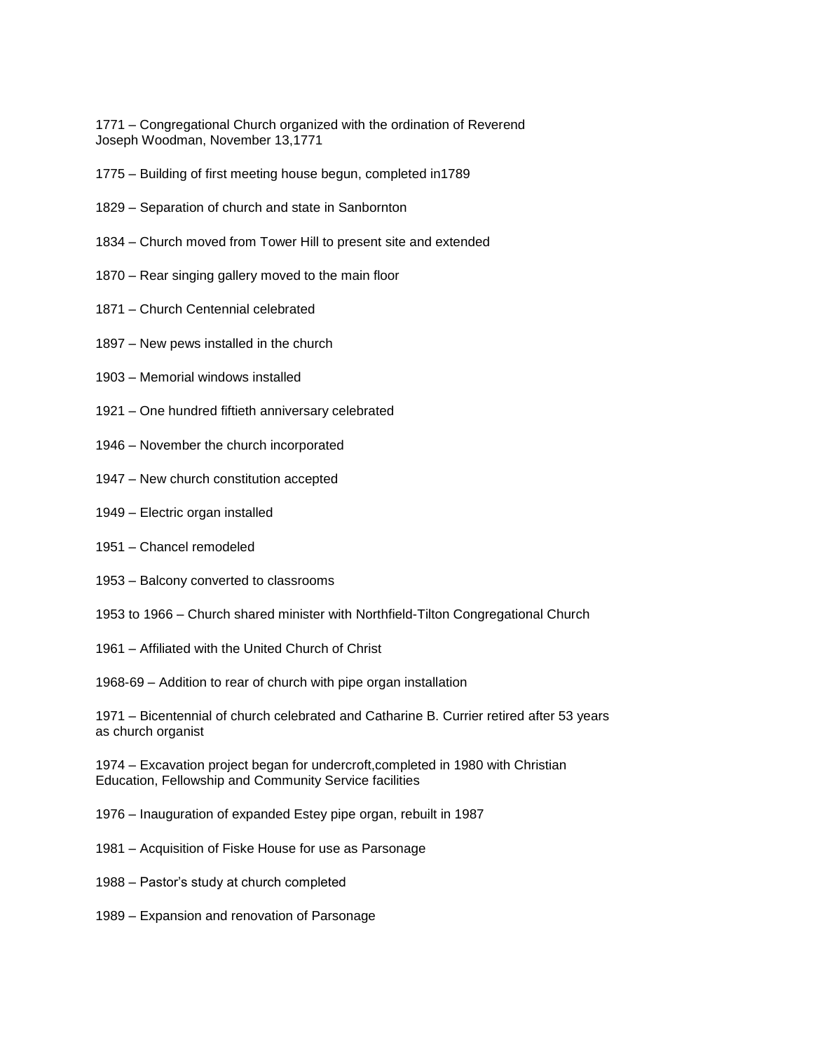1771 – Congregational Church organized with the ordination of Reverend Joseph Woodman, November 13,1771

1775 – Building of first meeting house begun, completed in1789

1829 – Separation of church and state in Sanbornton

1834 – Church moved from Tower Hill to present site and extended

1870 – Rear singing gallery moved to the main floor

1871 – Church Centennial celebrated

1897 – New pews installed in the church

1903 – Memorial windows installed

1921 – One hundred fiftieth anniversary celebrated

1946 – November the church incorporated

1947 – New church constitution accepted

1949 – Electric organ installed

1951 – Chancel remodeled

1953 – Balcony converted to classrooms

1953 to 1966 – Church shared minister with Northfield-Tilton Congregational Church

1961 – Affiliated with the United Church of Christ

1968-69 – Addition to rear of church with pipe organ installation

1971 – Bicentennial of church celebrated and Catharine B. Currier retired after 53 years as church organist

1974 – Excavation project began for undercroft,completed in 1980 with Christian Education, Fellowship and Community Service facilities

1976 – Inauguration of expanded Estey pipe organ, rebuilt in 1987

1981 – Acquisition of Fiske House for use as Parsonage

1988 – Pastor's study at church completed

1989 – Expansion and renovation of Parsonage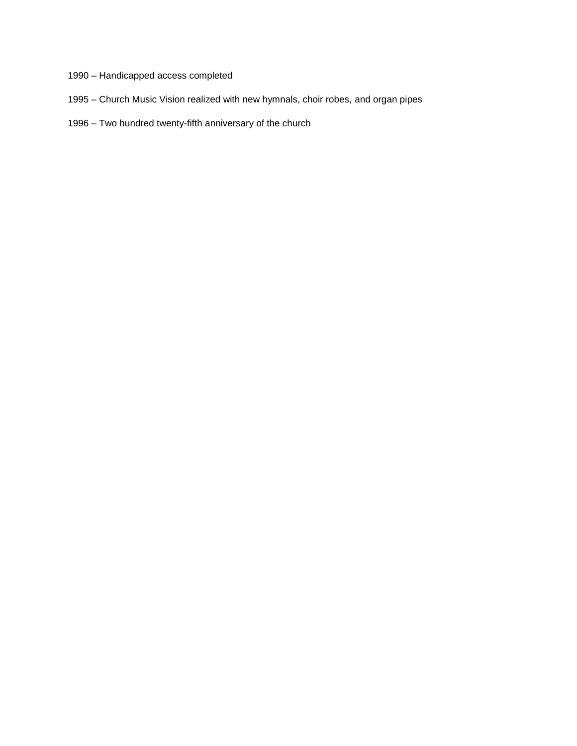1990 – Handicapped access completed

1995 – Church Music Vision realized with new hymnals, choir robes, and organ pipes

1996 – Two hundred twenty-fifth anniversary of the church